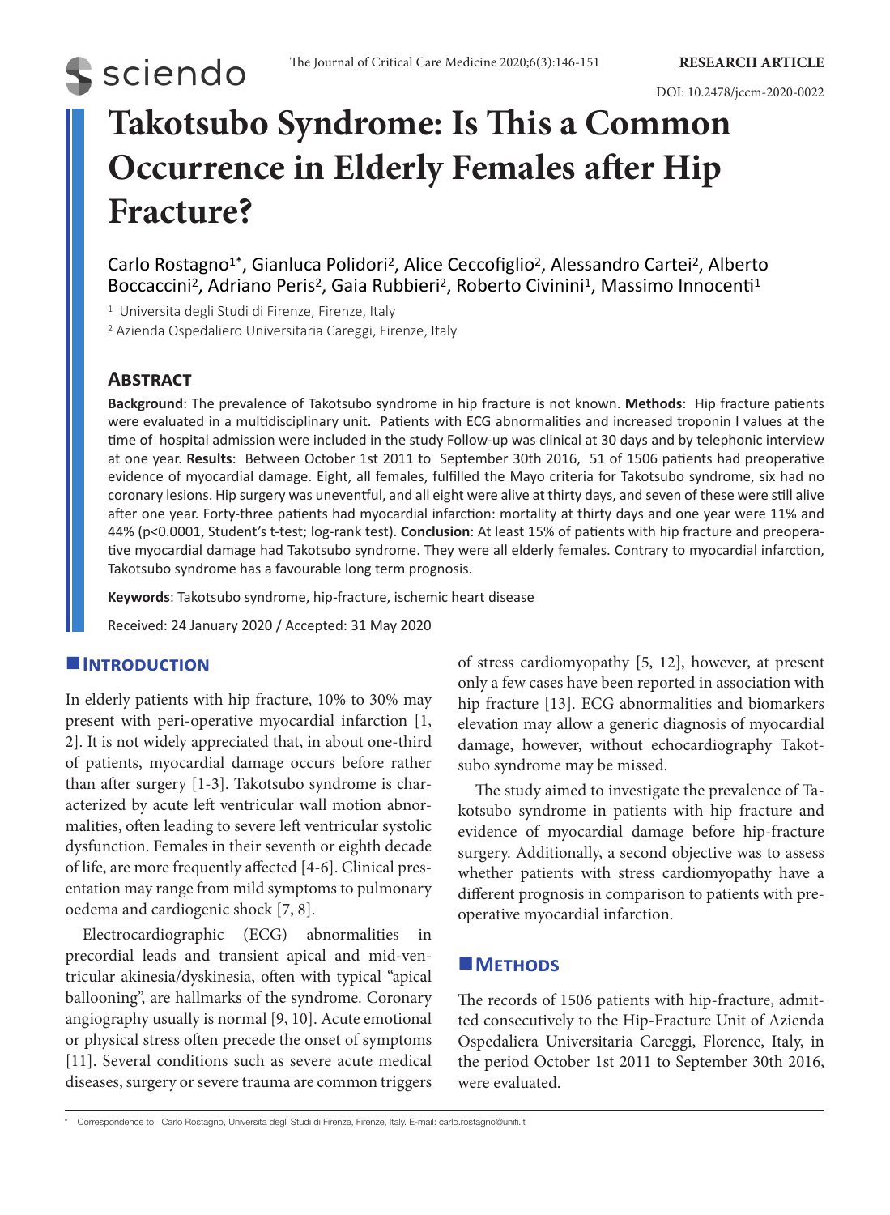RESEARCH ARTICLE

DOI: 10.2478/jccm-2020-0022

# Takotsubo Syndrome: Is This a Common Occurrence in Elderly Females after Hip Fracture?

Carlo Rostagno[1*], Gianluca Polidori[2], Alice Ceccofiglio[2], Alessandro Cartei[2], Alberto Boccaccini[2], Adriano Peris[2], Gaia Rubbieri[2], Roberto Civinini[1], Massimo Innocenti[1]

[1] Universita degli Studi di Firenze, Firenze, Italy

[2] Azienda Ospedaliero Universitaria Careggi, Firenze, Italy

## Abstract

**Background**: The prevalence of Takotsubo syndrome in hip fracture is not known. **Methods**: Hip fracture patients were evaluated in a multidisciplinary unit. Patients with ECG abnormalities and increased troponin I values at the time of hospital admission were included in the study Follow-up was clinical at 30 days and by telephonic interview at one year. **Results**: Between October 1st 2011 to September 30th 2016, 51 of 1506 patients had preoperative evidence of myocardial damage. Eight, all females, fulfilled the Mayo criteria for Takotsubo syndrome, six had no coronary lesions. Hip surgery was uneventful, and all eight were alive at thirty days, and seven of these were still alive after one year. Forty-three patients had myocardial infarction: mortality at thirty days and one year were 11% and 44% (p<0.0001, Student's t-test; log-rank test). **Conclusion**: At least 15% of patients with hip fracture and preoperative myocardial damage had Takotsubo syndrome. They were all elderly females. Contrary to myocardial infarction, Takotsubo syndrome has a favourable long term prognosis.

**Keywords**: Takotsubo syndrome, hip-fracture, ischemic heart disease

Received: 24 January 2020 / Accepted: 31 May 2020

## Introduction

In elderly patients with hip fracture, 10% to 30% may present with peri-operative myocardial infarction [1, 2]. It is not widely appreciated that, in about one-third of patients, myocardial damage occurs before rather than after surgery [1-3]. Takotsubo syndrome is characterized by acute left ventricular wall motion abnormalities, often leading to severe left ventricular systolic dysfunction. Females in their seventh or eighth decade of life, are more frequently affected [4-6]. Clinical presentation may range from mild symptoms to pulmonary oedema and cardiogenic shock [7, 8].

Electrocardiographic (ECG) abnormalities in precordial leads and transient apical and mid-ventricular akinesia/dyskinesia, often with typical "apical ballooning", are hallmarks of the syndrome. Coronary angiography usually is normal [9, 10]. Acute emotional or physical stress often precede the onset of symptoms [11]. Several conditions such as severe acute medical diseases, surgery or severe trauma are common triggers of stress cardiomyopathy [5, 12], however, at present only a few cases have been reported in association with hip fracture [13]. ECG abnormalities and biomarkers elevation may allow a generic diagnosis of myocardial damage, however, without echocardiography Takotsubo syndrome may be missed.

The study aimed to investigate the prevalence of Takotsubo syndrome in patients with hip fracture and evidence of myocardial damage before hip-fracture surgery. Additionally, a second objective was to assess whether patients with stress cardiomyopathy have a different prognosis in comparison to patients with pre-operative myocardial infarction.

## Methods

The records of 1506 patients with hip-fracture, admitted consecutively to the Hip-Fracture Unit of Azienda Ospedaliera Universitaria Careggi, Florence, Italy, in the period October 1st 2011 to September 30th 2016, were evaluated.

\* Correspondence to: Carlo Rostagno, Universita degli Studi di Firenze, Firenze, Italy. E-mail: carlo.rostagno@unifi.it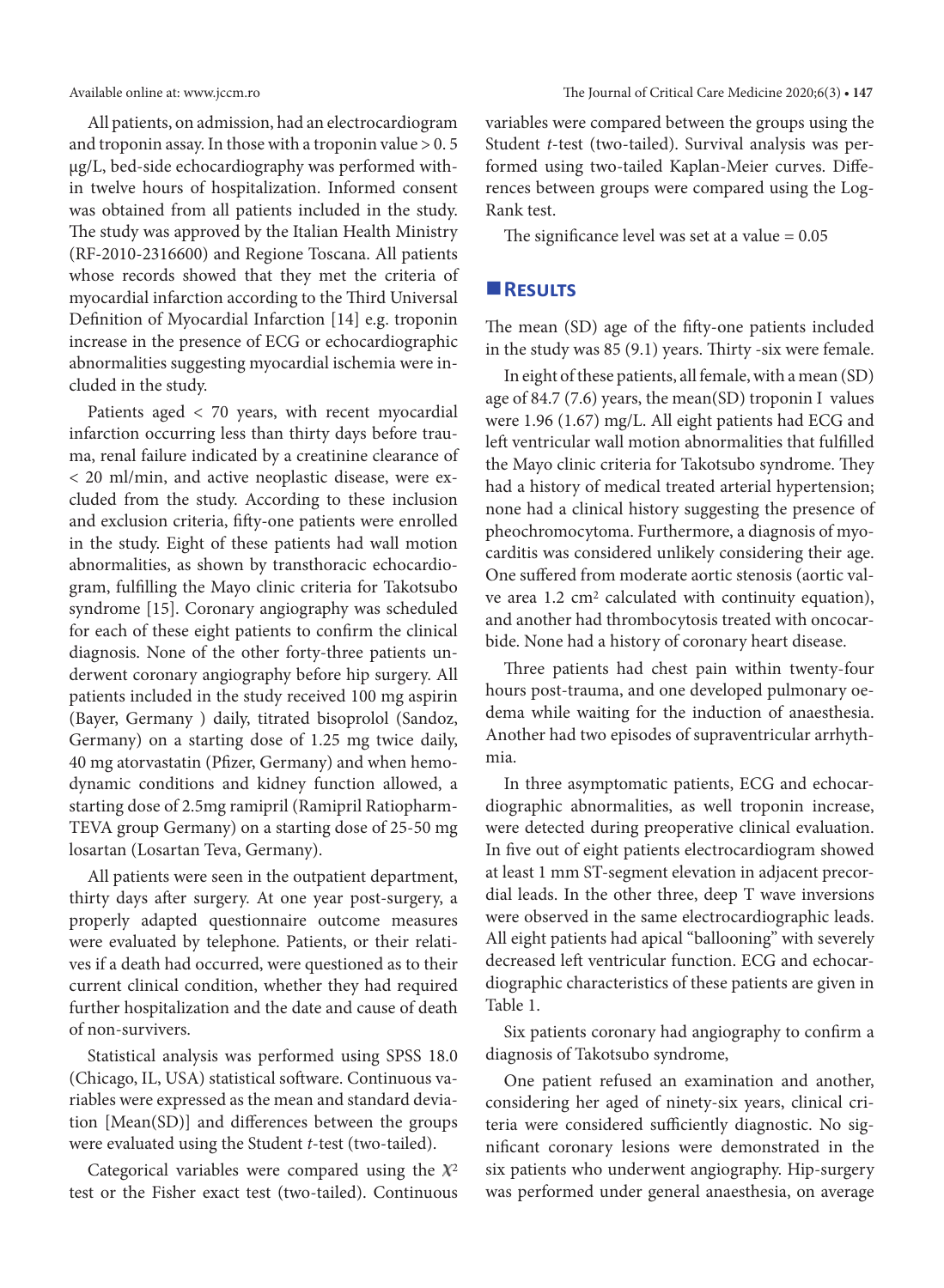All patients, on admission, had an electrocardiogram and troponin assay. In those with a troponin value > 0. 5 μg/L, bed-side echocardiography was performed within twelve hours of hospitalization. Informed consent was obtained from all patients included in the study. The study was approved by the Italian Health Ministry (RF-2010-2316600) and Regione Toscana. All patients whose records showed that they met the criteria of myocardial infarction according to the Third Universal Definition of Myocardial Infarction [14] e.g. troponin increase in the presence of ECG or echocardiographic abnormalities suggesting myocardial ischemia were included in the study.

Patients aged < 70 years, with recent myocardial infarction occurring less than thirty days before trauma, renal failure indicated by a creatinine clearance of < 20 ml/min, and active neoplastic disease, were excluded from the study. According to these inclusion and exclusion criteria, fifty-one patients were enrolled in the study. Eight of these patients had wall motion abnormalities, as shown by transthoracic echocardiogram, fulfilling the Mayo clinic criteria for Takotsubo syndrome [15]. Coronary angiography was scheduled for each of these eight patients to confirm the clinical diagnosis. None of the other forty-three patients underwent coronary angiography before hip surgery. All patients included in the study received 100 mg aspirin (Bayer, Germany ) daily, titrated bisoprolol (Sandoz, Germany) on a starting dose of 1.25 mg twice daily, 40 mg atorvastatin (Pfizer, Germany) and when hemodynamic conditions and kidney function allowed, a starting dose of 2.5mg ramipril (Ramipril Ratiopharm-TEVA group Germany) on a starting dose of 25-50 mg losartan (Losartan Teva, Germany).

All patients were seen in the outpatient department, thirty days after surgery. At one year post-surgery, a properly adapted questionnaire outcome measures were evaluated by telephone. Patients, or their relatives if a death had occurred, were questioned as to their current clinical condition, whether they had required further hospitalization and the date and cause of death of non-survivers.

Statistical analysis was performed using SPSS 18.0 (Chicago, IL, USA) statistical software. Continuous variables were expressed as the mean and standard deviation [Mean(SD)] and differences between the groups were evaluated using the Student *t*-test (two-tailed).

Categorical variables were compared using the $\chi^2$ test or the Fisher exact test (two-tailed). Continuous variables were compared between the groups using the Student *t*-test (two-tailed). Survival analysis was performed using two-tailed Kaplan-Meier curves. Differences between groups were compared using the Log-Rank test.

The significance level was set at a value = 0.05

## Results

The mean (SD) age of the fifty-one patients included in the study was 85 (9.1) years. Thirty -six were female.

In eight of these patients, all female, with a mean (SD) age of 84.7 (7.6) years, the mean(SD) troponin I values were 1.96 (1.67) mg/L. All eight patients had ECG and left ventricular wall motion abnormalities that fulfilled the Mayo clinic criteria for Takotsubo syndrome. They had a history of medical treated arterial hypertension; none had a clinical history suggesting the presence of pheochromocytoma. Furthermore, a diagnosis of myocarditis was considered unlikely considering their age. One suffered from moderate aortic stenosis (aortic valve area 1.2 cm$^2$ calculated with continuity equation), and another had thrombocytosis treated with oncocarbide. None had a history of coronary heart disease.

Three patients had chest pain within twenty-four hours post-trauma, and one developed pulmonary oedema while waiting for the induction of anaesthesia. Another had two episodes of supraventricular arrhythmia.

In three asymptomatic patients, ECG and echocardiographic abnormalities, as well troponin increase, were detected during preoperative clinical evaluation. In five out of eight patients electrocardiogram showed at least 1 mm ST-segment elevation in adjacent precordial leads. In the other three, deep T wave inversions were observed in the same electrocardiographic leads. All eight patients had apical "ballooning" with severely decreased left ventricular function. ECG and echocardiographic characteristics of these patients are given in Table 1.

Six patients coronary had angiography to confirm a diagnosis of Takotsubo syndrome,

One patient refused an examination and another, considering her aged of ninety-six years, clinical criteria were considered sufficiently diagnostic. No significant coronary lesions were demonstrated in the six patients who underwent angiography. Hip-surgery was performed under general anaesthesia, on average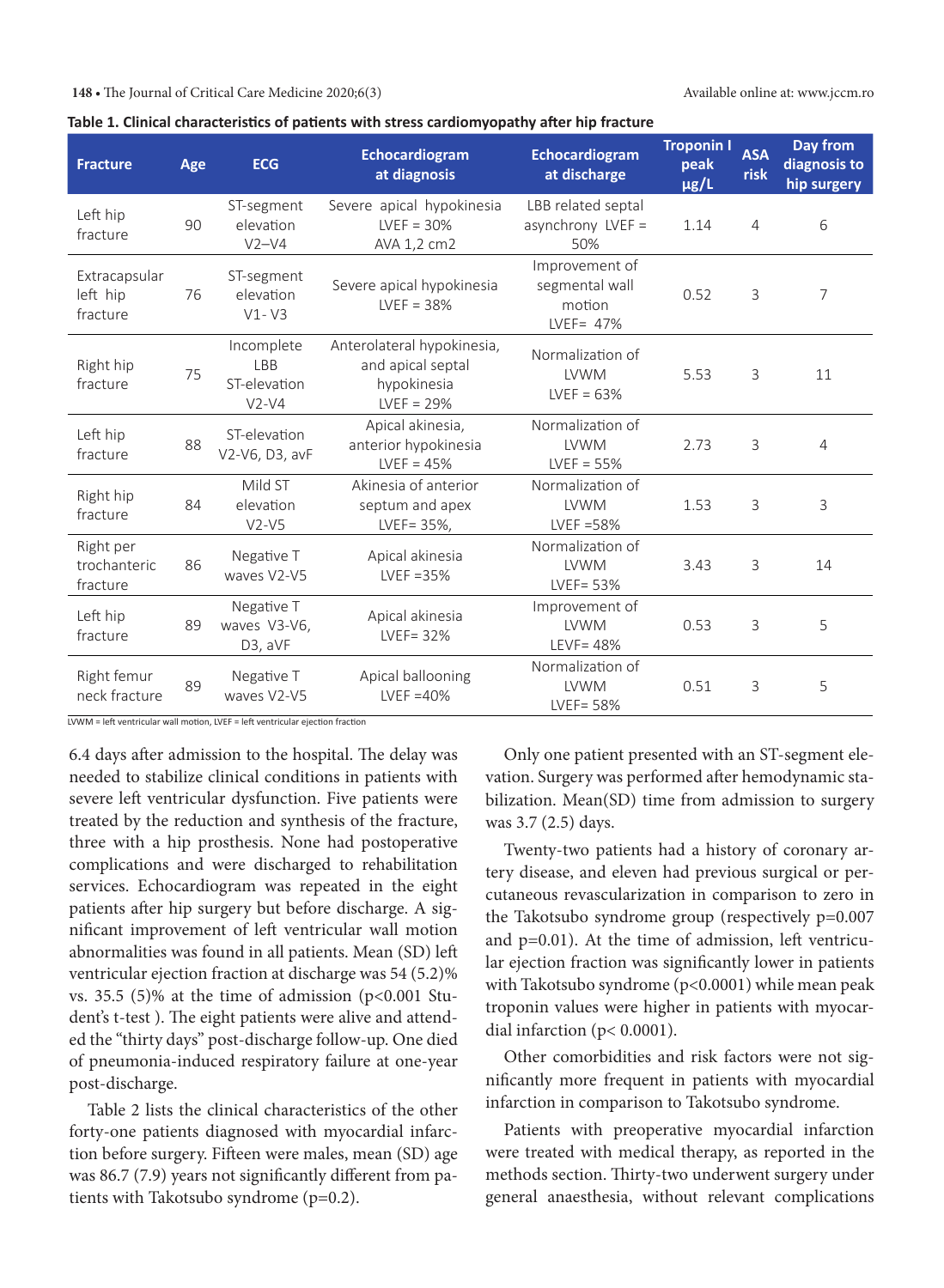**Table 1. Clinical characteristics of patients with stress cardiomyopathy after hip fracture**

| Fracture | Age | ECG | Echocardiogram at diagnosis | Echocardiogram at discharge | Troponin I peak µg/L | ASA risk | Day from diagnosis to hip surgery |
|---|---|---|---|---|---|---|---|
| Left hip fracture | 90 | ST-segment elevation V2–V4 | Severe apical hypokinesia LVEF = 30% AVA 1,2 cm2 | LBB related septal asynchrony LVEF = 50% | 1.14 | 4 | 6 |
| Extracapsular left hip fracture | 76 | ST-segment elevation V1- V3 | Severe apical hypokinesia LVEF = 38% | Improvement of segmental wall motion LVEF= 47% | 0.52 | 3 | 7 |
| Right hip fracture | 75 | Incomplete LBB ST-elevation V2-V4 | Anterolateral hypokinesia, and apical septal hypokinesia LVEF = 29% | Normalization of LVWM LVEF = 63% | 5.53 | 3 | 11 |
| Left hip fracture | 88 | ST-elevation V2-V6, D3, avF | Apical akinesia, anterior hypokinesia LVEF = 45% | Normalization of LVWM LVEF = 55% | 2.73 | 3 | 4 |
| Right hip fracture | 84 | Mild ST elevation V2-V5 | Akinesia of anterior septum and apex LVEF= 35%, | Normalization of LVWM LVEF =58% | 1.53 | 3 | 3 |
| Right per trochanteric fracture | 86 | Negative T waves V2-V5 | Apical akinesia LVEF =35% | Normalization of LVWM LVEF= 53% | 3.43 | 3 | 14 |
| Left hip fracture | 89 | Negative T waves V3-V6, D3, aVF | Apical akinesia LVEF= 32% | Improvement of LVWM LEVF= 48% | 0.53 | 3 | 5 |
| Right femur neck fracture | 89 | Negative T waves V2-V5 | Apical ballooning LVEF =40% | Normalization of LVWM LVEF= 58% | 0.51 | 3 | 5 |

LVWM = left ventricular wall motion, LVEF = left ventricular ejection fraction

6.4 days after admission to the hospital. The delay was needed to stabilize clinical conditions in patients with severe left ventricular dysfunction. Five patients were treated by the reduction and synthesis of the fracture, three with a hip prosthesis. None had postoperative complications and were discharged to rehabilitation services. Echocardiogram was repeated in the eight patients after hip surgery but before discharge. A significant improvement of left ventricular wall motion abnormalities was found in all patients. Mean (SD) left ventricular ejection fraction at discharge was 54 (5.2)% vs. 35.5 (5)% at the time of admission ($p<0.001$ Student's t-test ). The eight patients were alive and attended the "thirty days" post-discharge follow-up. One died of pneumonia-induced respiratory failure at one-year post-discharge.

Table 2 lists the clinical characteristics of the other forty-one patients diagnosed with myocardial infarction before surgery. Fifteen were males, mean (SD) age was 86.7 (7.9) years not significantly different from patients with Takotsubo syndrome ($p=0.2$).

Only one patient presented with an ST-segment elevation. Surgery was performed after hemodynamic stabilization. Mean(SD) time from admission to surgery was 3.7 (2.5) days.

Twenty-two patients had a history of coronary artery disease, and eleven had previous surgical or percutaneous revascularization in comparison to zero in the Takotsubo syndrome group (respectively $p=0.007$ and $p=0.01$). At the time of admission, left ventricular ejection fraction was significantly lower in patients with Takotsubo syndrome ($p<0.0001$) while mean peak troponin values were higher in patients with myocardial infarction ($p< 0.0001$).

Other comorbidities and risk factors were not significantly more frequent in patients with myocardial infarction in comparison to Takotsubo syndrome.

Patients with preoperative myocardial infarction were treated with medical therapy, as reported in the methods section. Thirty-two underwent surgery under general anaesthesia, without relevant complications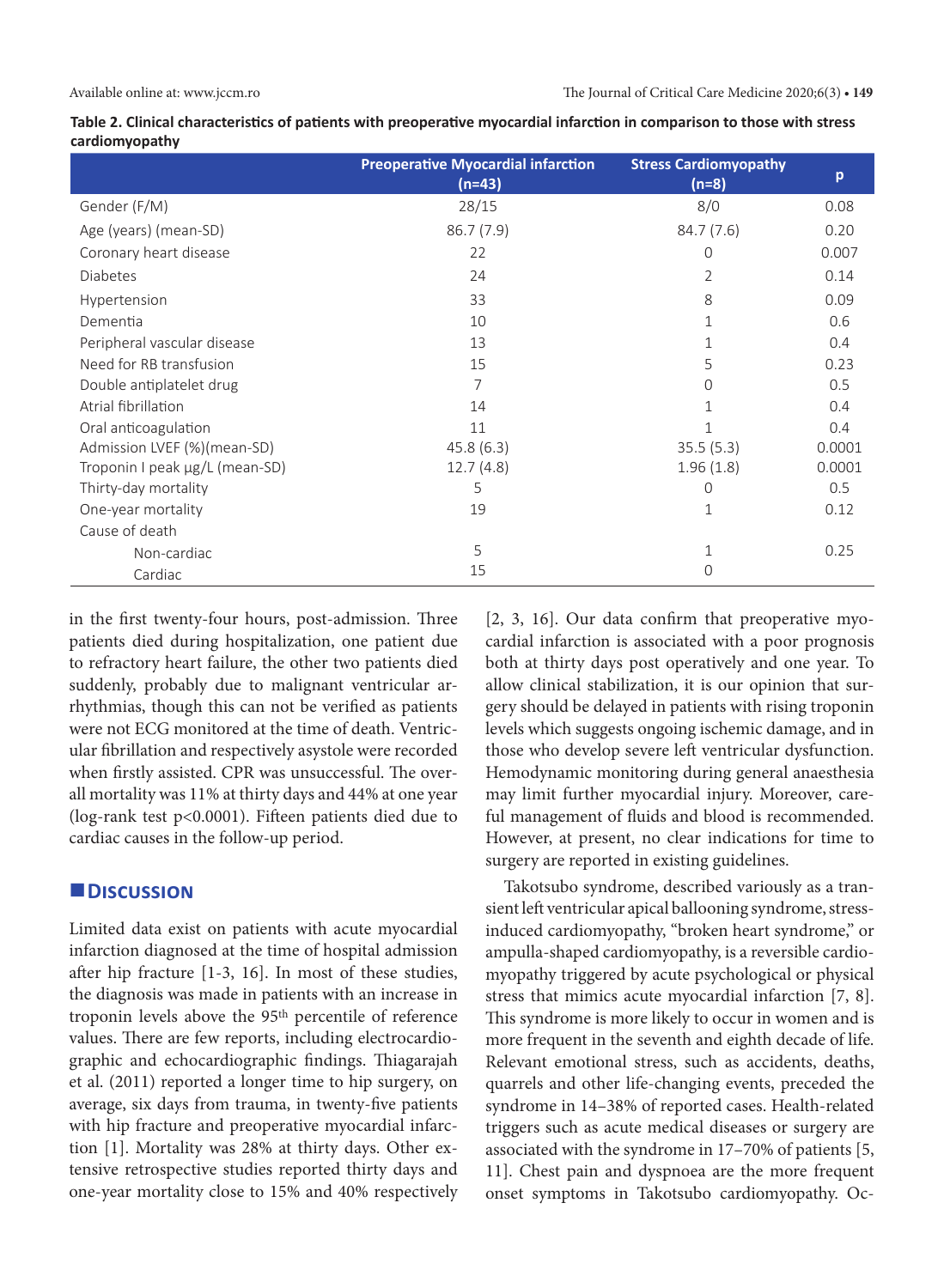**Table 2. Clinical characteristics of patients with preoperative myocardial infarction in comparison to those with stress cardiomyopathy**

| | Preoperative Myocardial infarction (n=43) | Stress Cardiomyopathy (n=8) | p |
|---|---|---|---|
| Gender (F/M) | 28/15 | 8/0 | 0.08 |
| Age (years) (mean-SD) | 86.7 (7.9) | 84.7 (7.6) | 0.20 |
| Coronary heart disease | 22 | 0 | 0.007 |
| Diabetes | 24 | 2 | 0.14 |
| Hypertension | 33 | 8 | 0.09 |
| Dementia | 10 | 1 | 0.6 |
| Peripheral vascular disease | 13 | 1 | 0.4 |
| Need for RB transfusion | 15 | 5 | 0.23 |
| Double antiplatelet drug | 7 | 0 | 0.5 |
| Atrial fibrillation | 14 | 1 | 0.4 |
| Oral anticoagulation | 11 | 1 | 0.4 |
| Admission LVEF (%)(mean-SD) | 45.8 (6.3) | 35.5 (5.3) | 0.0001 |
| Troponin I peak µg/L (mean-SD) | 12.7 (4.8) | 1.96 (1.8) | 0.0001 |
| Thirty-day mortality | 5 | 0 | 0.5 |
| One-year mortality | 19 | 1 | 0.12 |
| Cause of death | | | |
| Non-cardiac | 5 | 1 | 0.25 |
| Cardiac | 15 | 0 | |

in the first twenty-four hours, post-admission. Three patients died during hospitalization, one patient due to refractory heart failure, the other two patients died suddenly, probably due to malignant ventricular arrhythmias, though this can not be verified as patients were not ECG monitored at the time of death. Ventricular fibrillation and respectively asystole were recorded when firstly assisted. CPR was unsuccessful. The overall mortality was 11% at thirty days and 44% at one year (log-rank test p<0.0001). Fifteen patients died due to cardiac causes in the follow-up period.

## Discussion

Limited data exist on patients with acute myocardial infarction diagnosed at the time of hospital admission after hip fracture [1-3, 16]. In most of these studies, the diagnosis was made in patients with an increase in troponin levels above the 95th percentile of reference values. There are few reports, including electrocardiographic and echocardiographic findings. Thiagarajah et al. (2011) reported a longer time to hip surgery, on average, six days from trauma, in twenty-five patients with hip fracture and preoperative myocardial infarction [1]. Mortality was 28% at thirty days. Other extensive retrospective studies reported thirty days and one-year mortality close to 15% and 40% respectively [2, 3, 16]. Our data confirm that preoperative myocardial infarction is associated with a poor prognosis both at thirty days post operatively and one year. To allow clinical stabilization, it is our opinion that surgery should be delayed in patients with rising troponin levels which suggests ongoing ischemic damage, and in those who develop severe left ventricular dysfunction. Hemodynamic monitoring during general anaesthesia may limit further myocardial injury. Moreover, careful management of fluids and blood is recommended. However, at present, no clear indications for time to surgery are reported in existing guidelines.

Takotsubo syndrome, described variously as a transient left ventricular apical ballooning syndrome, stress-induced cardiomyopathy, "broken heart syndrome," or ampulla-shaped cardiomyopathy, is a reversible cardiomyopathy triggered by acute psychological or physical stress that mimics acute myocardial infarction [7, 8]. This syndrome is more likely to occur in women and is more frequent in the seventh and eighth decade of life. Relevant emotional stress, such as accidents, deaths, quarrels and other life-changing events, preceded the syndrome in 14–38% of reported cases. Health-related triggers such as acute medical diseases or surgery are associated with the syndrome in 17–70% of patients [5, 11]. Chest pain and dyspnoea are the more frequent onset symptoms in Takotsubo cardiomyopathy. Oc-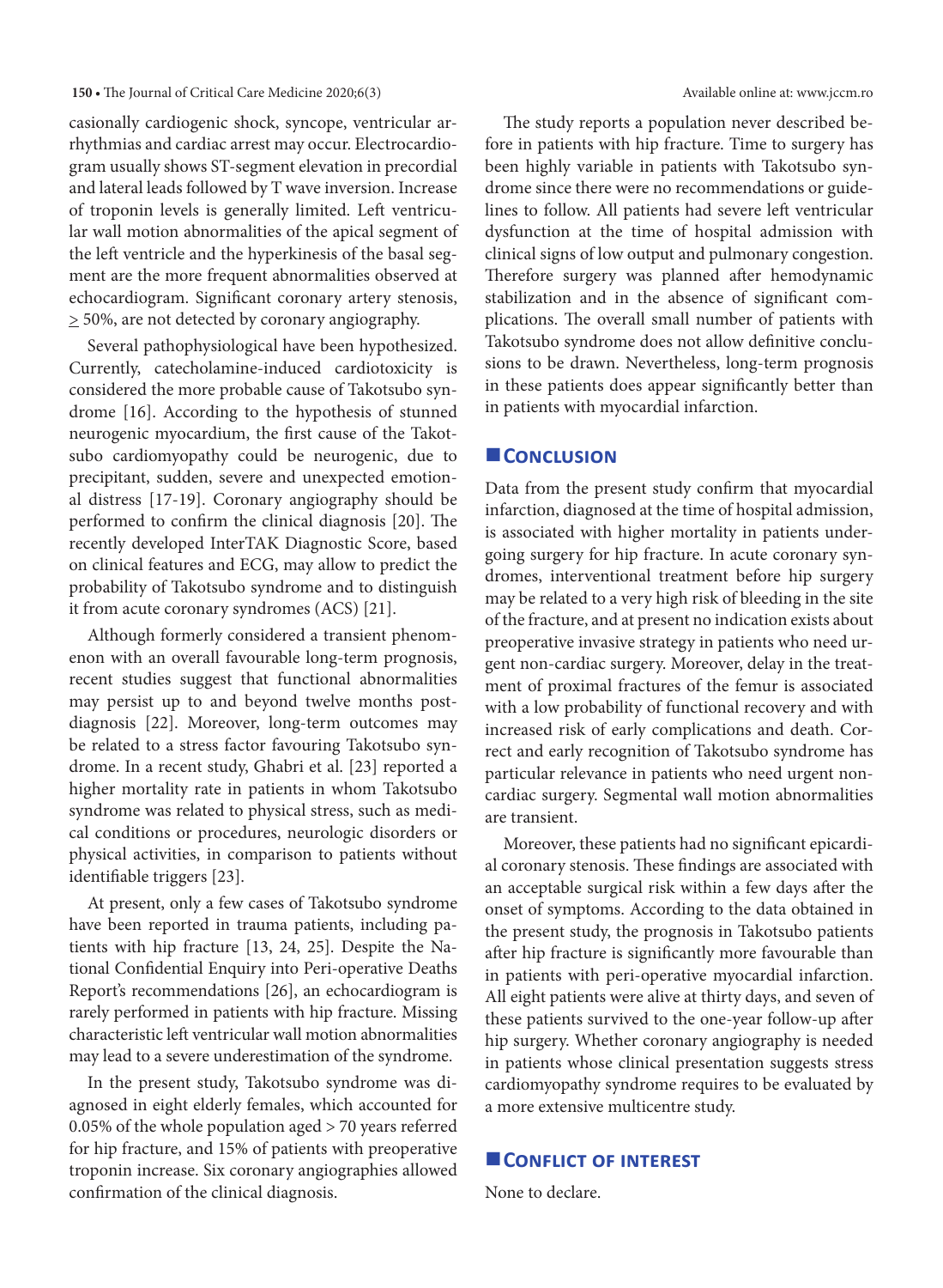casionally cardiogenic shock, syncope, ventricular arrhythmias and cardiac arrest may occur. Electrocardiogram usually shows ST-segment elevation in precordial and lateral leads followed by T wave inversion. Increase of troponin levels is generally limited. Left ventricular wall motion abnormalities of the apical segment of the left ventricle and the hyperkinesis of the basal segment are the more frequent abnormalities observed at echocardiogram. Significant coronary artery stenosis, ≥ 50%, are not detected by coronary angiography.

Several pathophysiological have been hypothesized. Currently, catecholamine-induced cardiotoxicity is considered the more probable cause of Takotsubo syndrome [16]. According to the hypothesis of stunned neurogenic myocardium, the first cause of the Takotsubo cardiomyopathy could be neurogenic, due to precipitant, sudden, severe and unexpected emotional distress [17-19]. Coronary angiography should be performed to confirm the clinical diagnosis [20]. The recently developed InterTAK Diagnostic Score, based on clinical features and ECG, may allow to predict the probability of Takotsubo syndrome and to distinguish it from acute coronary syndromes (ACS) [21].

Although formerly considered a transient phenomenon with an overall favourable long-term prognosis, recent studies suggest that functional abnormalities may persist up to and beyond twelve months post-diagnosis [22]. Moreover, long-term outcomes may be related to a stress factor favouring Takotsubo syndrome. In a recent study, Ghabri et al. [23] reported a higher mortality rate in patients in whom Takotsubo syndrome was related to physical stress, such as medical conditions or procedures, neurologic disorders or physical activities, in comparison to patients without identifiable triggers [23].

At present, only a few cases of Takotsubo syndrome have been reported in trauma patients, including patients with hip fracture [13, 24, 25]. Despite the National Confidential Enquiry into Peri-operative Deaths Report's recommendations [26], an echocardiogram is rarely performed in patients with hip fracture. Missing characteristic left ventricular wall motion abnormalities may lead to a severe underestimation of the syndrome.

In the present study, Takotsubo syndrome was diagnosed in eight elderly females, which accounted for 0.05% of the whole population aged > 70 years referred for hip fracture, and 15% of patients with preoperative troponin increase. Six coronary angiographies allowed confirmation of the clinical diagnosis.

The study reports a population never described before in patients with hip fracture. Time to surgery has been highly variable in patients with Takotsubo syndrome since there were no recommendations or guidelines to follow. All patients had severe left ventricular dysfunction at the time of hospital admission with clinical signs of low output and pulmonary congestion. Therefore surgery was planned after hemodynamic stabilization and in the absence of significant complications. The overall small number of patients with Takotsubo syndrome does not allow definitive conclusions to be drawn. Nevertheless, long-term prognosis in these patients does appear significantly better than in patients with myocardial infarction.

## Conclusion

Data from the present study confirm that myocardial infarction, diagnosed at the time of hospital admission, is associated with higher mortality in patients undergoing surgery for hip fracture. In acute coronary syndromes, interventional treatment before hip surgery may be related to a very high risk of bleeding in the site of the fracture, and at present no indication exists about preoperative invasive strategy in patients who need urgent non-cardiac surgery. Moreover, delay in the treatment of proximal fractures of the femur is associated with a low probability of functional recovery and with increased risk of early complications and death. Correct and early recognition of Takotsubo syndrome has particular relevance in patients who need urgent non-cardiac surgery. Segmental wall motion abnormalities are transient.

Moreover, these patients had no significant epicardial coronary stenosis. These findings are associated with an acceptable surgical risk within a few days after the onset of symptoms. According to the data obtained in the present study, the prognosis in Takotsubo patients after hip fracture is significantly more favourable than in patients with peri-operative myocardial infarction. All eight patients were alive at thirty days, and seven of these patients survived to the one-year follow-up after hip surgery. Whether coronary angiography is needed in patients whose clinical presentation suggests stress cardiomyopathy syndrome requires to be evaluated by a more extensive multicentre study.

## Conflict of interest

None to declare.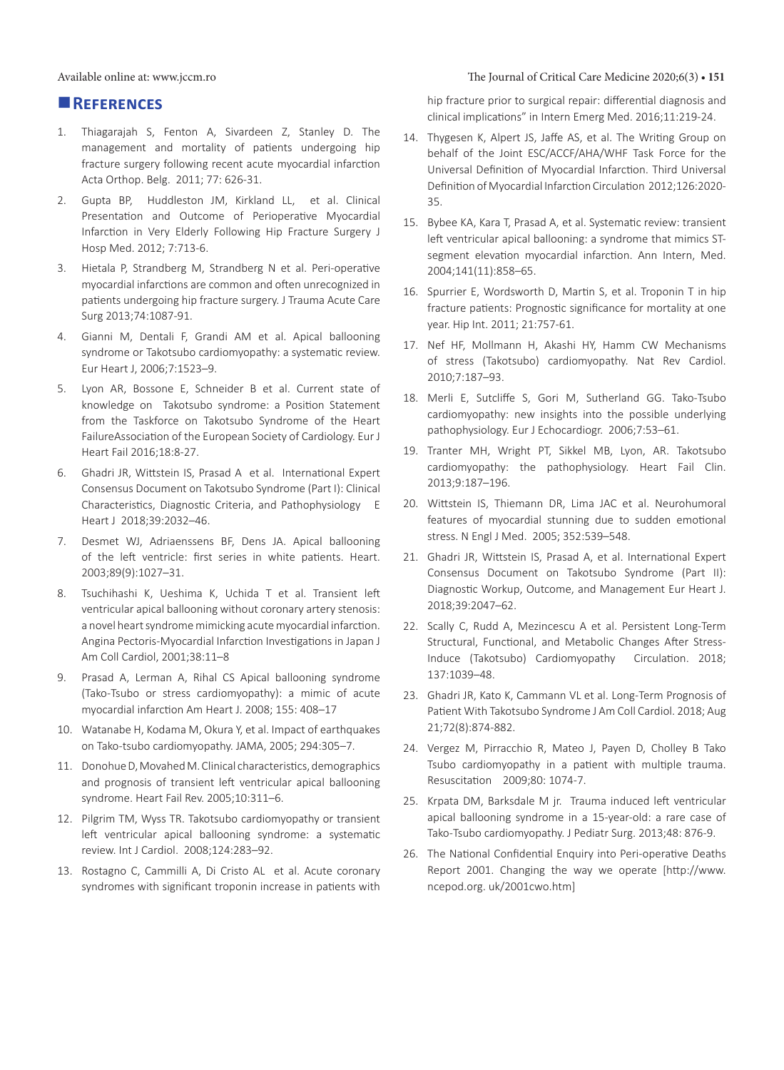## References

1. Thiagarajah S, Fenton A, Sivardeen Z, Stanley D. The management and mortality of patients undergoing hip fracture surgery following recent acute myocardial infarction Acta Orthop. Belg. 2011; 77: 626-31.
2. Gupta BP, Huddleston JM, Kirkland LL, et al. Clinical Presentation and Outcome of Perioperative Myocardial Infarction in Very Elderly Following Hip Fracture Surgery J Hosp Med. 2012; 7:713-6.
3. Hietala P, Strandberg M, Strandberg N et al. Peri-operative myocardial infarctions are common and often unrecognized in patients undergoing hip fracture surgery. J Trauma Acute Care Surg 2013;74:1087-91.
4. Gianni M, Dentali F, Grandi AM et al. Apical ballooning syndrome or Takotsubo cardiomyopathy: a systematic review. Eur Heart J, 2006;7:1523–9.
5. Lyon AR, Bossone E, Schneider B et al. Current state of knowledge on Takotsubo syndrome: a Position Statement from the Taskforce on Takotsubo Syndrome of the Heart FailureAssociation of the European Society of Cardiology. Eur J Heart Fail 2016;18:8-27.
6. Ghadri JR, Wittstein IS, Prasad A et al. International Expert Consensus Document on Takotsubo Syndrome (Part I): Clinical Characteristics, Diagnostic Criteria, and Pathophysiology E Heart J 2018;39:2032–46.
7. Desmet WJ, Adriaenssens BF, Dens JA. Apical ballooning of the left ventricle: first series in white patients. Heart. 2003;89(9):1027–31.
8. Tsuchihashi K, Ueshima K, Uchida T et al. Transient left ventricular apical ballooning without coronary artery stenosis: a novel heart syndrome mimicking acute myocardial infarction. Angina Pectoris-Myocardial Infarction Investigations in Japan J Am Coll Cardiol, 2001;38:11–8
9. Prasad A, Lerman A, Rihal CS Apical ballooning syndrome (Tako-Tsubo or stress cardiomyopathy): a mimic of acute myocardial infarction Am Heart J. 2008; 155: 408–17
10. Watanabe H, Kodama M, Okura Y, et al. Impact of earthquakes on Tako-tsubo cardiomyopathy. JAMA, 2005; 294:305–7.
11. Donohue D, Movahed M. Clinical characteristics, demographics and prognosis of transient left ventricular apical ballooning syndrome. Heart Fail Rev. 2005;10:311–6.
12. Pilgrim TM, Wyss TR. Takotsubo cardiomyopathy or transient left ventricular apical ballooning syndrome: a systematic review. Int J Cardiol. 2008;124:283–92.
13. Rostagno C, Cammilli A, Di Cristo AL et al. Acute coronary syndromes with significant troponin increase in patients with hip fracture prior to surgical repair: differential diagnosis and clinical implications" in Intern Emerg Med. 2016;11:219-24.
14. Thygesen K, Alpert JS, Jaffe AS, et al. The Writing Group on behalf of the Joint ESC/ACCF/AHA/WHF Task Force for the Universal Definition of Myocardial Infarction. Third Universal Definition of Myocardial Infarction Circulation 2012;126:2020-35.
15. Bybee KA, Kara T, Prasad A, et al. Systematic review: transient left ventricular apical ballooning: a syndrome that mimics ST-segment elevation myocardial infarction. Ann Intern, Med. 2004;141(11):858–65.
16. Spurrier E, Wordsworth D, Martin S, et al. Troponin T in hip fracture patients: Prognostic significance for mortality at one year. Hip Int. 2011; 21:757-61.
17. Nef HF, Mollmann H, Akashi HY, Hamm CW Mechanisms of stress (Takotsubo) cardiomyopathy. Nat Rev Cardiol. 2010;7:187–93.
18. Merli E, Sutcliffe S, Gori M, Sutherland GG. Tako-Tsubo cardiomyopathy: new insights into the possible underlying pathophysiology. Eur J Echocardiogr. 2006;7:53–61.
19. Tranter MH, Wright PT, Sikkel MB, Lyon, AR. Takotsubo cardiomyopathy: the pathophysiology. Heart Fail Clin. 2013;9:187–196.
20. Wittstein IS, Thiemann DR, Lima JAC et al. Neurohumoral features of myocardial stunning due to sudden emotional stress. N Engl J Med. 2005; 352:539–548.
21. Ghadri JR, Wittstein IS, Prasad A, et al. International Expert Consensus Document on Takotsubo Syndrome (Part II): Diagnostic Workup, Outcome, and Management Eur Heart J. 2018;39:2047–62.
22. Scally C, Rudd A, Mezincescu A et al. Persistent Long-Term Structural, Functional, and Metabolic Changes After Stress-Induce (Takotsubo) Cardiomyopathy Circulation. 2018; 137:1039–48.
23. Ghadri JR, Kato K, Cammann VL et al. Long-Term Prognosis of Patient With Takotsubo Syndrome J Am Coll Cardiol. 2018; Aug 21;72(8):874-882.
24. Vergez M, Pirracchio R, Mateo J, Payen D, Cholley B Tako Tsubo cardiomyopathy in a patient with multiple trauma. Resuscitation 2009;80: 1074-7.
25. Krpata DM, Barksdale M jr. Trauma induced left ventricular apical ballooning syndrome in a 15-year-old: a rare case of Tako-Tsubo cardiomyopathy. J Pediatr Surg. 2013;48: 876-9.
26. The National Confidential Enquiry into Peri-operative Deaths Report 2001. Changing the way we operate [http://www.ncepod.org. uk/2001cwo.htm]